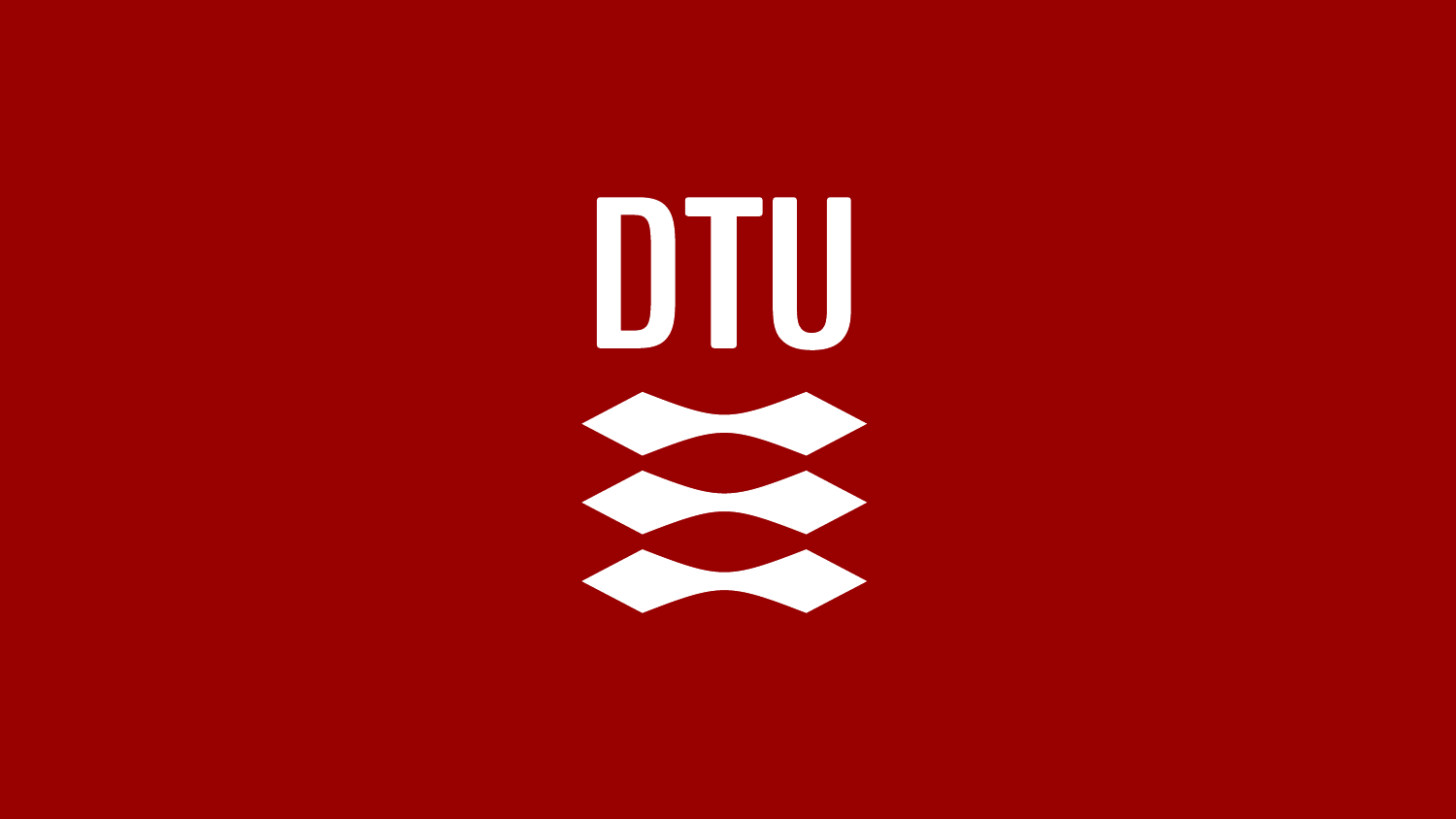DTU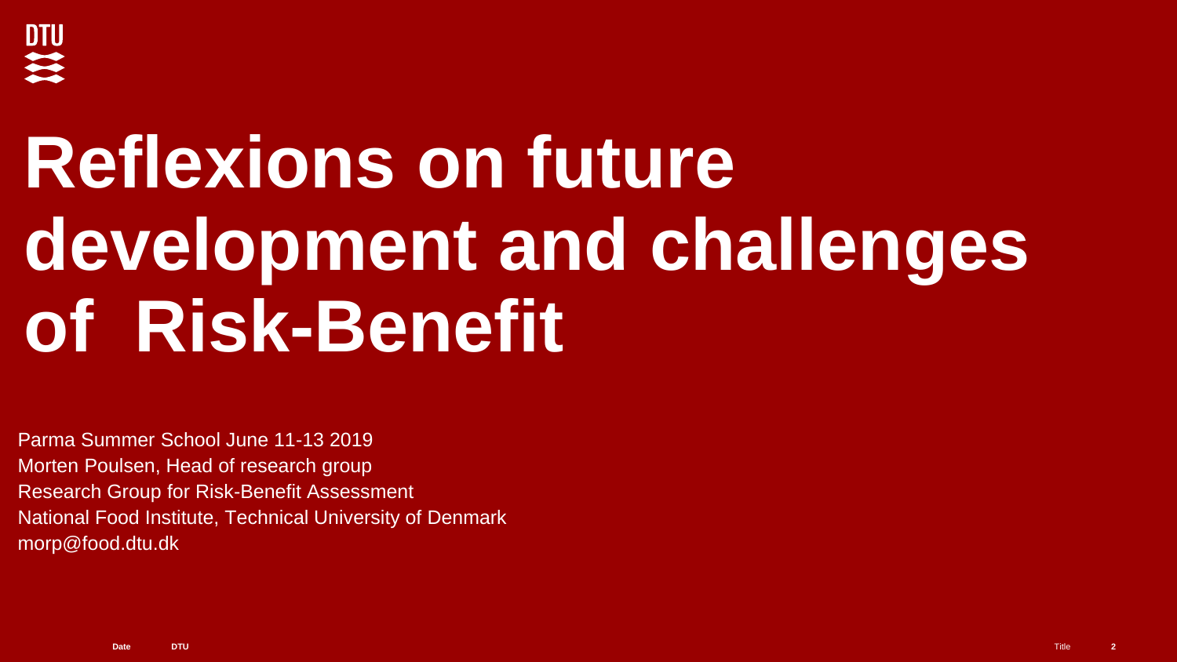# Reflexions on future development and challenges of Risk-Benefit

Parma Summer School June 11-13 2019
Morten Poulsen, Head of research group
Research Group for Risk-Benefit Assessment
National Food Institute, Technical University of Denmark
morp@food.dtu.dk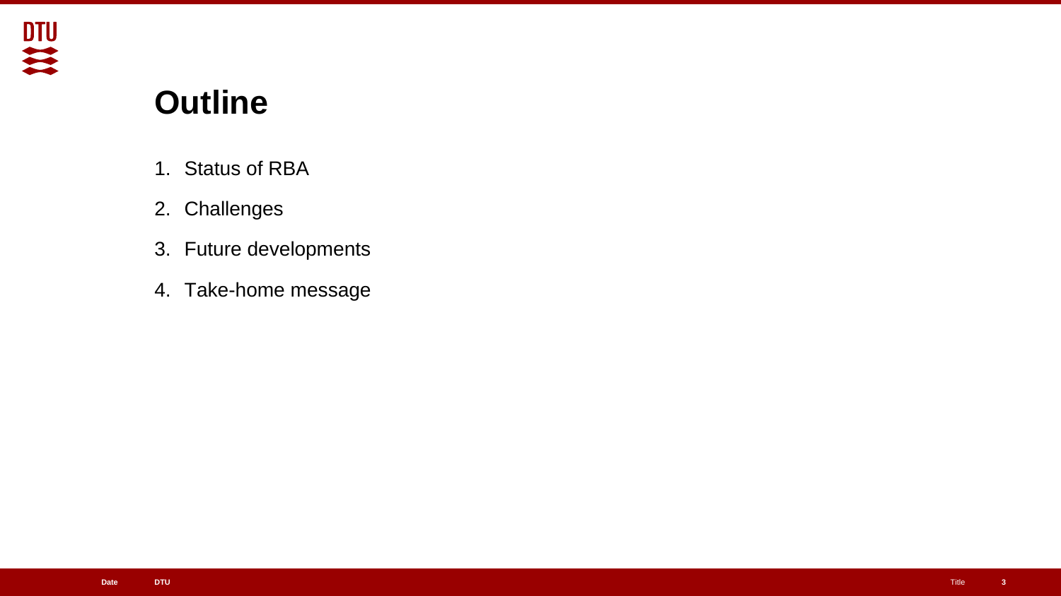# Outline

1. Status of RBA
2. Challenges
3. Future developments
4. Take-home message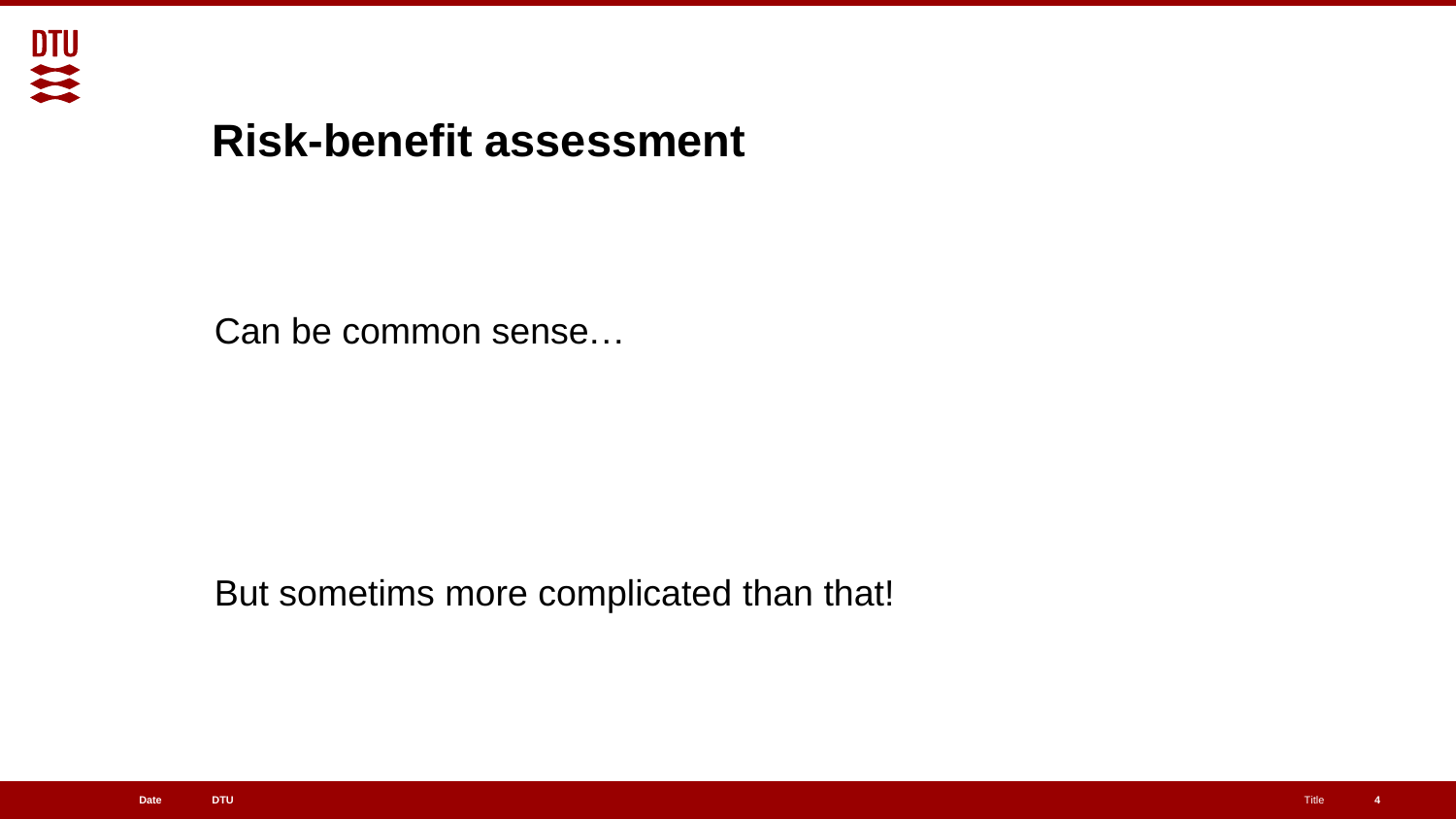# Risk-benefit assessment

Can be common sense…

But sometims more complicated than that!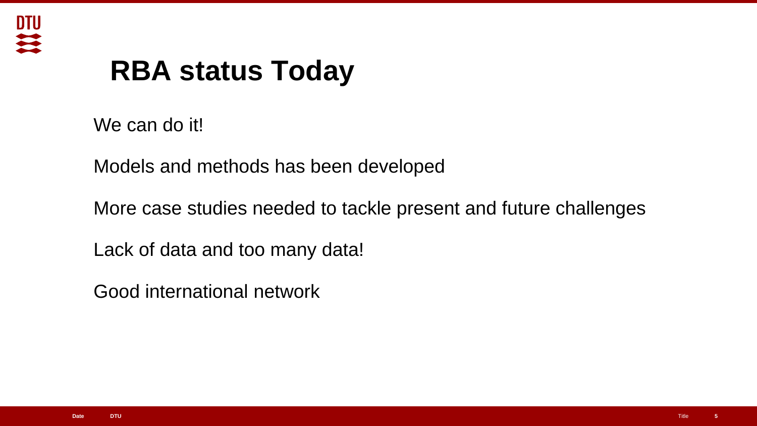# RBA status Today

We can do it!

Models and methods has been developed

More case studies needed to tackle present and future challenges

Lack of data and too many data!

Good international network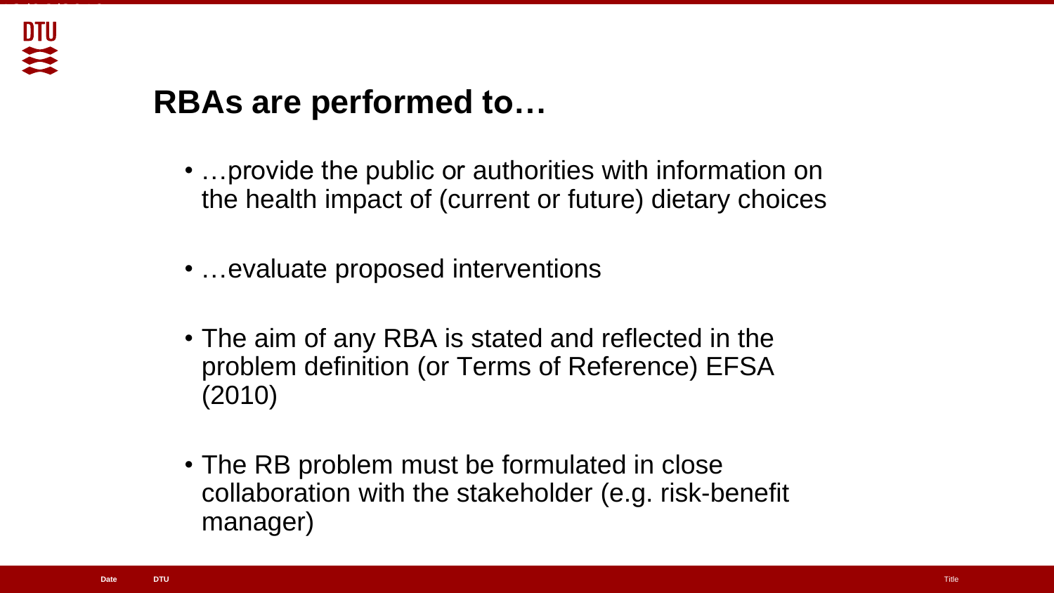# RBAs are performed to…

- …provide the public or authorities with information on the health impact of (current or future) dietary choices

- …evaluate proposed interventions

- The aim of any RBA is stated and reflected in the problem definition (or Terms of Reference) EFSA (2010)

- The RB problem must be formulated in close collaboration with the stakeholder (e.g. risk-benefit manager)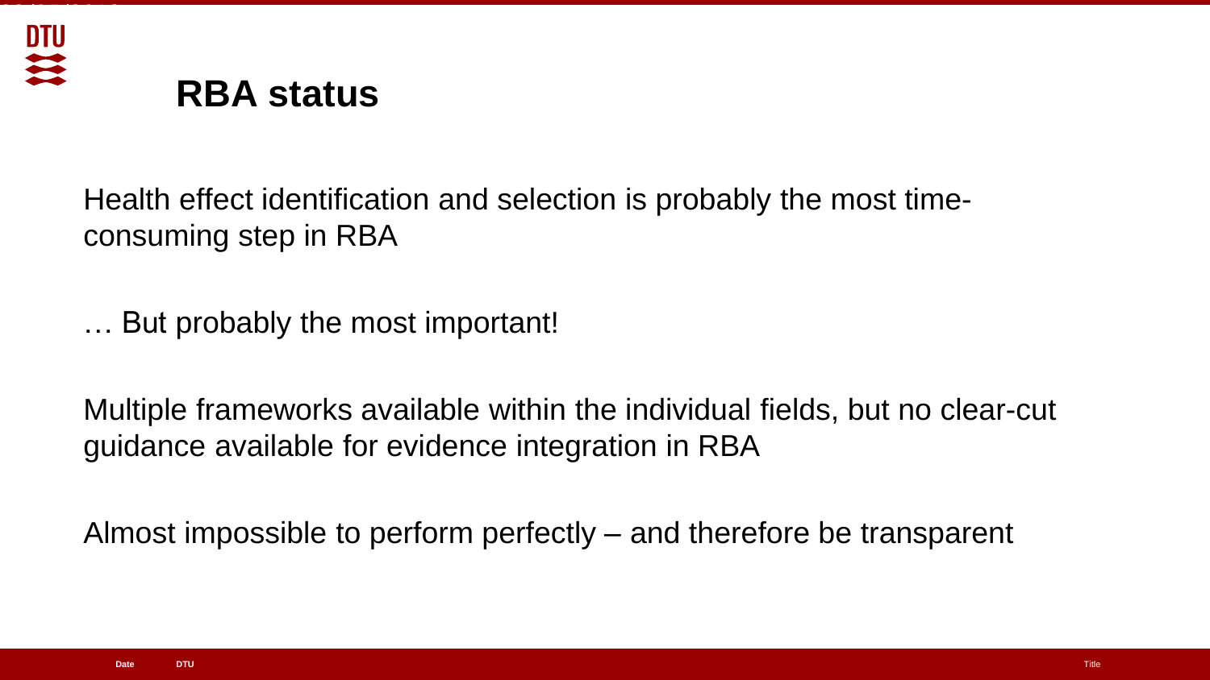# RBA status

Health effect identification and selection is probably the most time-consuming step in RBA

… But probably the most important!

Multiple frameworks available within the individual fields, but no clear-cut guidance available for evidence integration in RBA

Almost impossible to perform perfectly – and therefore be transparent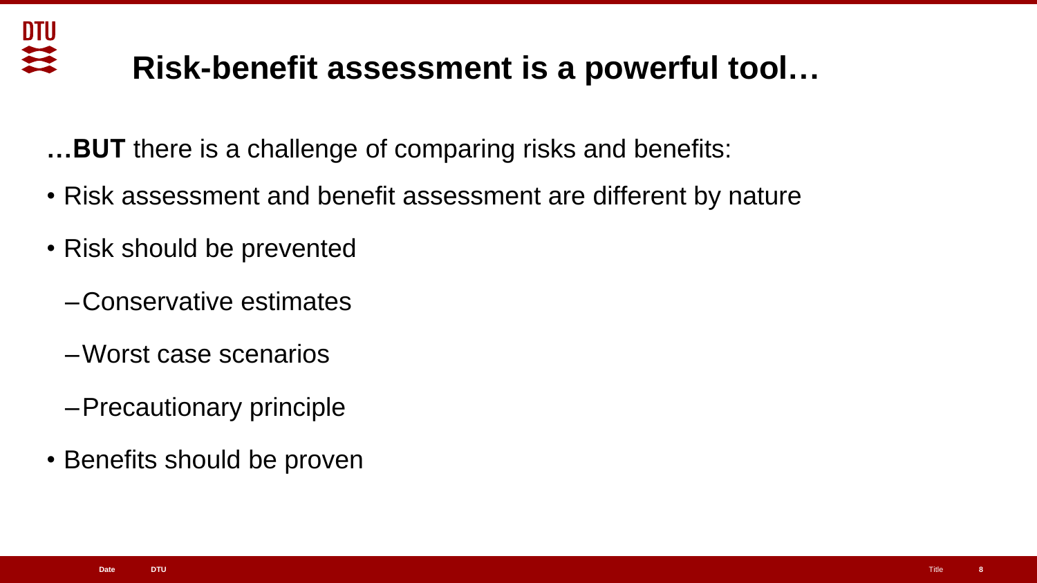# Risk-benefit assessment is a powerful tool…

**…BUT** there is a challenge of comparing risks and benefits:

- Risk assessment and benefit assessment are different by nature
- Risk should be prevented
  - Conservative estimates
  - Worst case scenarios
  - Precautionary principle
- Benefits should be proven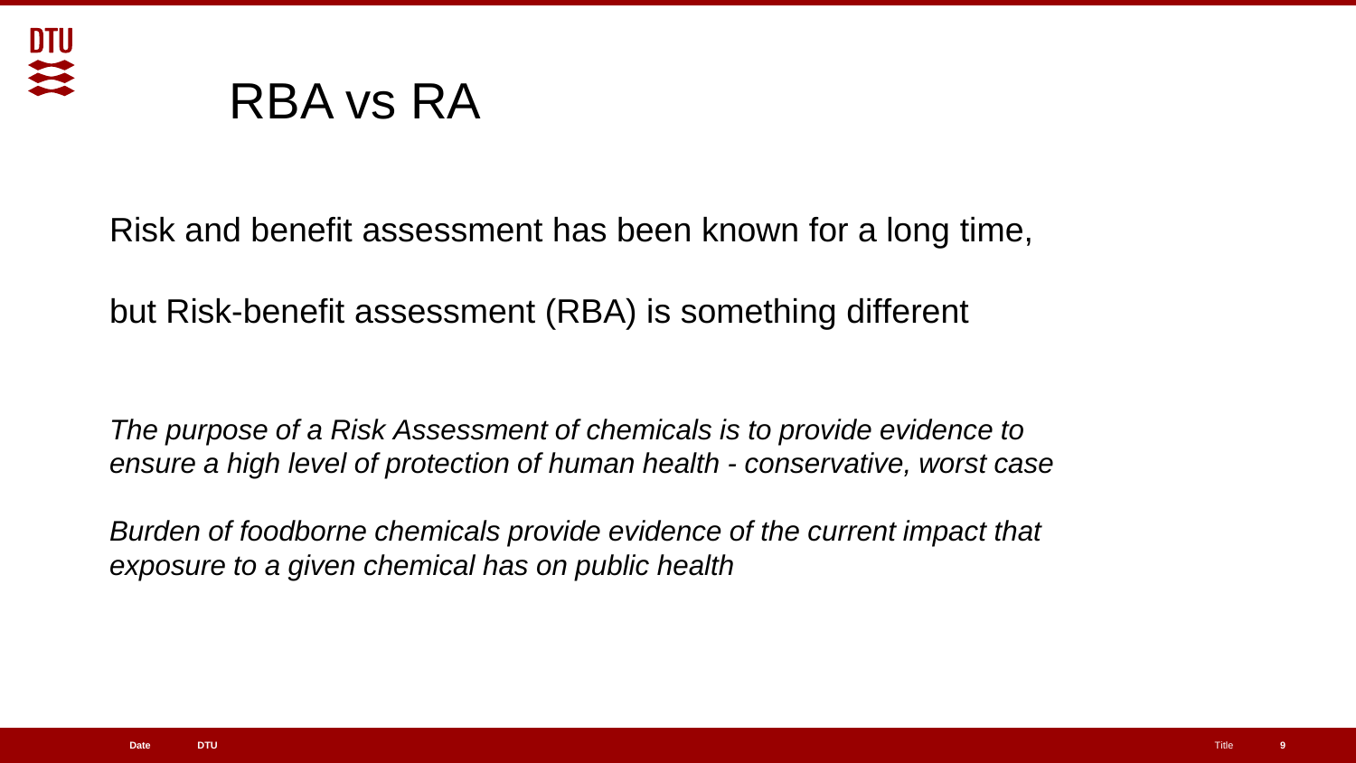# RBA vs RA

Risk and benefit assessment has been known for a long time,

but Risk-benefit assessment (RBA) is something different

*The purpose of a Risk Assessment of chemicals is to provide evidence to ensure a high level of protection of human health - conservative, worst case*

*Burden of foodborne chemicals provide evidence of the current impact that exposure to a given chemical has on public health*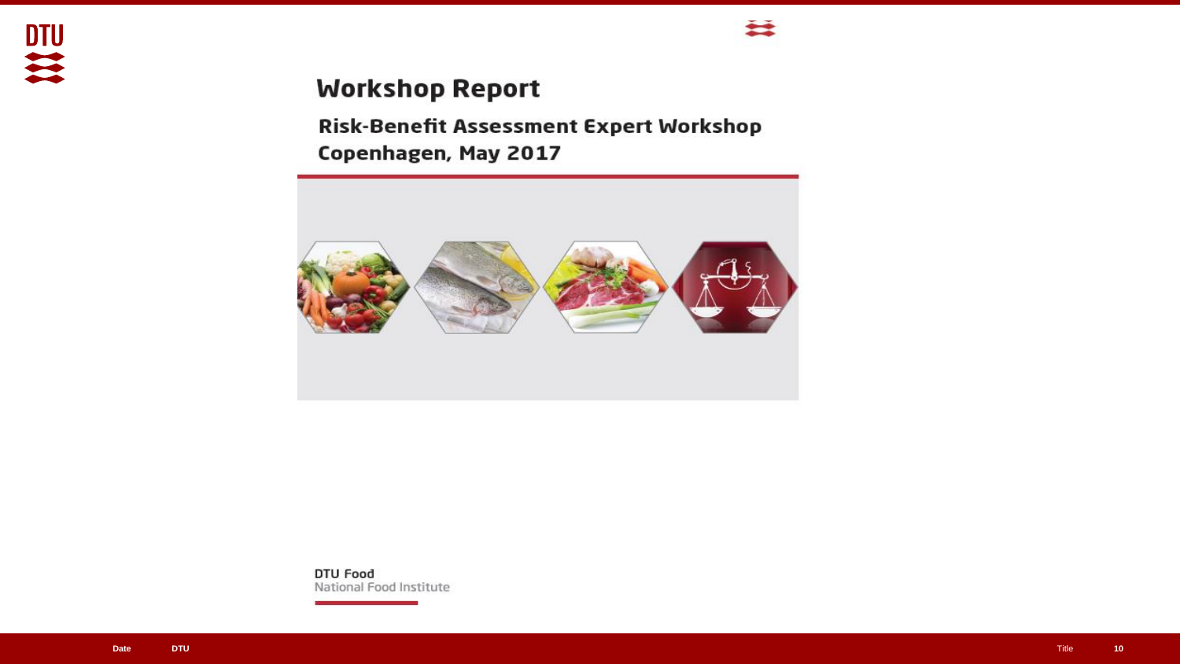# Workshop Report

## Risk-Benefit Assessment Expert Workshop Copenhagen, May 2017

DTU Food
National Food Institute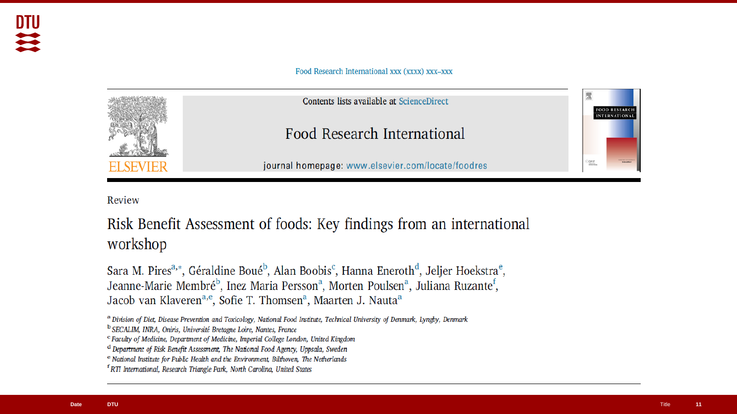Food Research International xxx (xxxx) xxx–xxx

Contents lists available at ScienceDirect

Food Research International

journal homepage: www.elsevier.com/locate/foodres

Review

# Risk Benefit Assessment of foods: Key findings from an international workshop

Sara M. Pires[a,*], Géraldine Boué[b], Alan Boobis[c], Hanna Eneroth[d], Jeljer Hoekstra[e], Jeanne-Marie Membré[b], Inez Maria Persson[a], Morten Poulsen[a], Juliana Ruzante[f], Jacob van Klaveren[a,e], Sofie T. Thomsen[a], Maarten J. Nauta[a]

[a] *Division of Diet, Disease Prevention and Toxicology, National Food Institute, Technical University of Denmark, Lyngby, Denmark*
[b] *SECALIM, INRA, Oniris, Université Bretagne Loire, Nantes, France*
[c] *Faculty of Medicine, Department of Medicine, Imperial College London, United Kingdom*
[d] *Department of Risk Benefit Assessment, The National Food Agency, Uppsala, Sweden*
[e] *National Institute for Public Health and the Environment, Bilthoven, The Netherlands*
[f] *RTI International, Research Triangle Park, North Carolina, United States*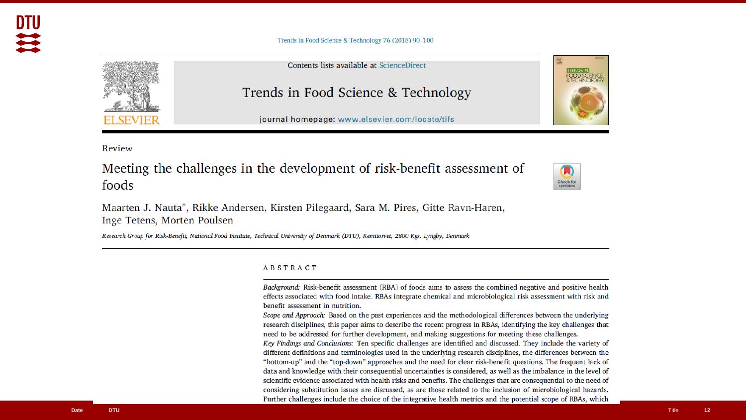Trends in Food Science & Technology 76 (2018) 90–100

Contents lists available at ScienceDirect

# Trends in Food Science & Technology

journal homepage: www.elsevier.com/locate/tifs

Review

## Meeting the challenges in the development of risk-benefit assessment of foods

Maarten J. Nauta*, Rikke Andersen, Kirsten Pilegaard, Sara M. Pires, Gitte Ravn-Haren, Inge Tetens, Morten Poulsen

*Research Group for Risk-Benefit, National Food Institute, Technical University of Denmark (DTU), Kemitorvet, 2800 Kgs. Lyngby, Denmark*

### ABSTRACT

*Background:* Risk-benefit assessment (RBA) of foods aims to assess the combined negative and positive health effects associated with food intake. RBAs integrate chemical and microbiological risk assessment with risk and benefit assessment in nutrition.

*Scope and Approach:* Based on the past experiences and the methodological differences between the underlying research disciplines, this paper aims to describe the recent progress in RBAs, identifying the key challenges that need to be addressed for further development, and making suggestions for meeting these challenges.

*Key Findings and Conclusions:* Ten specific challenges are identified and discussed. They include the variety of different definitions and terminologies used in the underlying research disciplines, the differences between the "bottom-up" and the "top-down" approaches and the need for clear risk-benefit questions. The frequent lack of data and knowledge with their consequential uncertainties is considered, as well as the imbalance in the level of scientific evidence associated with health risks and benefits. The challenges that are consequential to the need of considering substitution issues are discussed, as are those related to the inclusion of microbiological hazards. Further challenges include the choice of the integrative health metrics and the potential scope of RBAs, which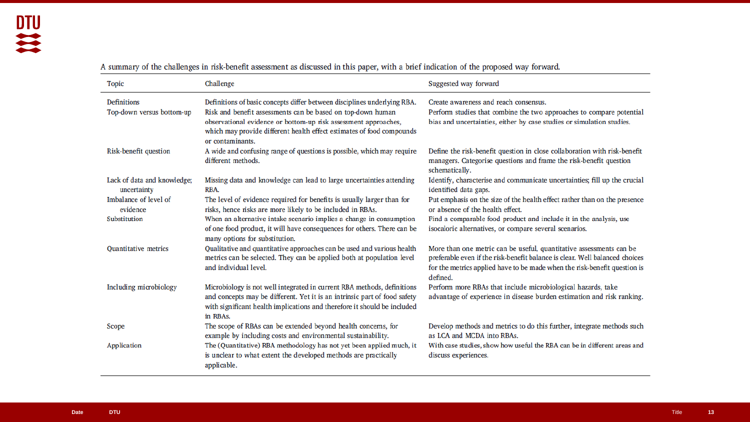A summary of the challenges in risk-benefit assessment as discussed in this paper, with a brief indication of the proposed way forward.

| Topic | Challenge | Suggested way forward |
|---|---|---|
| Definitions | Definitions of basic concepts differ between disciplines underlying RBA. | Create awareness and reach consensus. |
| Top-down versus bottom-up | Risk and benefit assessments can be based on top-down human observational evidence or bottom-up risk assessment approaches, which may provide different health effect estimates of food compounds or contaminants. | Perform studies that combine the two approaches to compare potential bias and uncertainties, either by case studies or simulation studies. |
| Risk-benefit question | A wide and confusing range of questions is possible, which may require different methods. | Define the risk-benefit question in close collaboration with risk-benefit managers. Categorise questions and frame the risk-benefit question schematically. |
| Lack of data and knowledge; uncertainty | Missing data and knowledge can lead to large uncertainties attending RBA. | Identify, characterise and communicate uncertainties; fill up the crucial identified data gaps. |
| Imbalance of level of evidence | The level of evidence required for benefits is usually larger than for risks, hence risks are more likely to be included in RBAs. | Put emphasis on the size of the health effect rather than on the presence or absence of the health effect. |
| Substitution | When an alternative intake scenario implies a change in consumption of one food product, it will have consequences for others. There can be many options for substitution. | Find a comparable food product and include it in the analysis, use isocaloric alternatives, or compare several scenarios. |
| Quantitative metrics | Qualitative and quantitative approaches can be used and various health metrics can be selected. They can be applied both at population level and individual level. | More than one metric can be useful, quantitative assessments can be preferable even if the risk-benefit balance is clear. Well balanced choices for the metrics applied have to be made when the risk-benefit question is defined. |
| Including microbiology | Microbiology is not well integrated in current RBA methods, definitions and concepts may be different. Yet it is an intrinsic part of food safety with significant health implications and therefore it should be included in RBAs. | Perform more RBAs that include microbiological hazards, take advantage of experience in disease burden estimation and risk ranking. |
| Scope | The scope of RBAs can be extended beyond health concerns, for example by including costs and environmental sustainability. | Develop methods and metrics to do this further, integrate methods such as LCA and MCDA into RBAs. |
| Application | The (Quantitative) RBA methodology has not yet been applied much, it is unclear to what extent the developed methods are practically applicable. | With case studies, show how useful the RBA can be in different areas and discuss experiences. |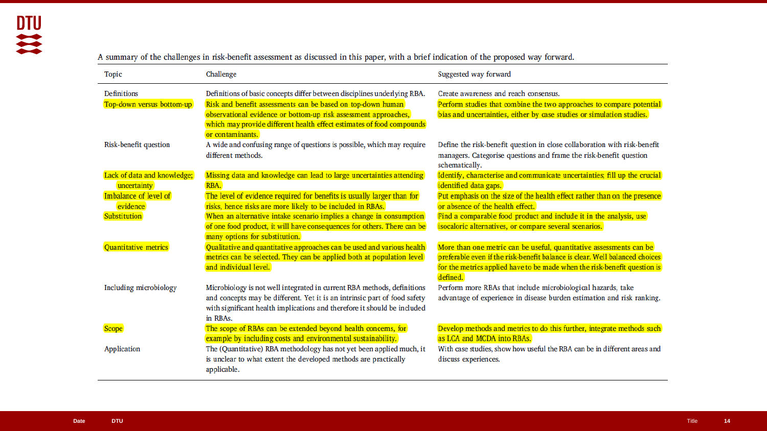A summary of the challenges in risk-benefit assessment as discussed in this paper, with a brief indication of the proposed way forward.

| Topic | Challenge | Suggested way forward |
|---|---|---|
| Definitions | Definitions of basic concepts differ between disciplines underlying RBA. | Create awareness and reach consensus. |
| Top-down versus bottom-up | Risk and benefit assessments can be based on top-down human observational evidence or bottom-up risk assessment approaches, which may provide different health effect estimates of food compounds or contaminants. | Perform studies that combine the two approaches to compare potential bias and uncertainties, either by case studies or simulation studies. |
| Risk-benefit question | A wide and confusing range of questions is possible, which may require different methods. | Define the risk-benefit question in close collaboration with risk-benefit managers. Categorise questions and frame the risk-benefit question schematically. |
| Lack of data and knowledge; uncertainty | Missing data and knowledge can lead to large uncertainties attending RBA. | Identify, characterise and communicate uncertainties; fill up the crucial identified data gaps. |
| Imbalance of level of evidence | The level of evidence required for benefits is usually larger than for risks, hence risks are more likely to be included in RBAs. | Put emphasis on the size of the health effect rather than on the presence or absence of the health effect. |
| Substitution | When an alternative intake scenario implies a change in consumption of one food product, it will have consequences for others. There can be many options for substitution. | Find a comparable food product and include it in the analysis, use isocaloric alternatives, or compare several scenarios. |
| Quantitative metrics | Qualitative and quantitative approaches can be used and various health metrics can be selected. They can be applied both at population level and individual level. | More than one metric can be useful, quantitative assessments can be preferable even if the risk-benefit balance is clear. Well balanced choices for the metrics applied have to be made when the risk-benefit question is defined. |
| Including microbiology | Microbiology is not well integrated in current RBA methods, definitions and concepts may be different. Yet it is an intrinsic part of food safety with significant health implications and therefore it should be included in RBAs. | Perform more RBAs that include microbiological hazards, take advantage of experience in disease burden estimation and risk ranking. |
| Scope | The scope of RBAs can be extended beyond health concerns, for example by including costs and environmental sustainability. | Develop methods and metrics to do this further, integrate methods such as LCA and MCDA into RBAs. |
| Application | The (Quantitative) RBA methodology has not yet been applied much, it is unclear to what extent the developed methods are practically applicable. | With case studies, show how useful the RBA can be in different areas and discuss experiences. |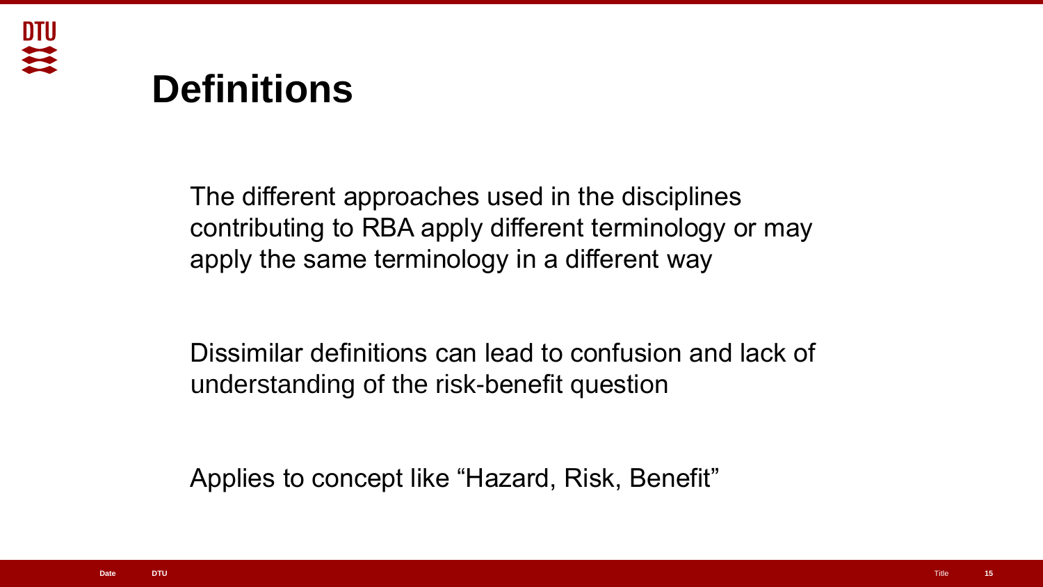# Definitions

The different approaches used in the disciplines contributing to RBA apply different terminology or may apply the same terminology in a different way

Dissimilar definitions can lead to confusion and lack of understanding of the risk-benefit question

Applies to concept like “Hazard, Risk, Benefit”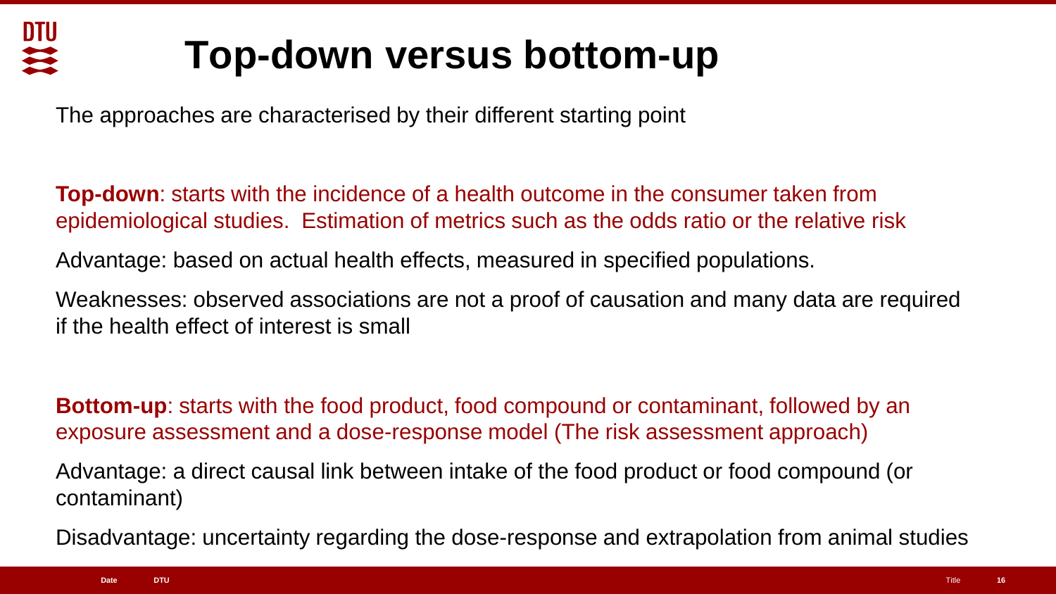# Top-down versus bottom-up

The approaches are characterised by their different starting point

**Top-down**: starts with the incidence of a health outcome in the consumer taken from epidemiological studies. Estimation of metrics such as the odds ratio or the relative risk

Advantage: based on actual health effects, measured in specified populations.

Weaknesses: observed associations are not a proof of causation and many data are required if the health effect of interest is small

**Bottom-up**: starts with the food product, food compound or contaminant, followed by an exposure assessment and a dose-response model (The risk assessment approach)

Advantage: a direct causal link between intake of the food product or food compound (or contaminant)

Disadvantage: uncertainty regarding the dose-response and extrapolation from animal studies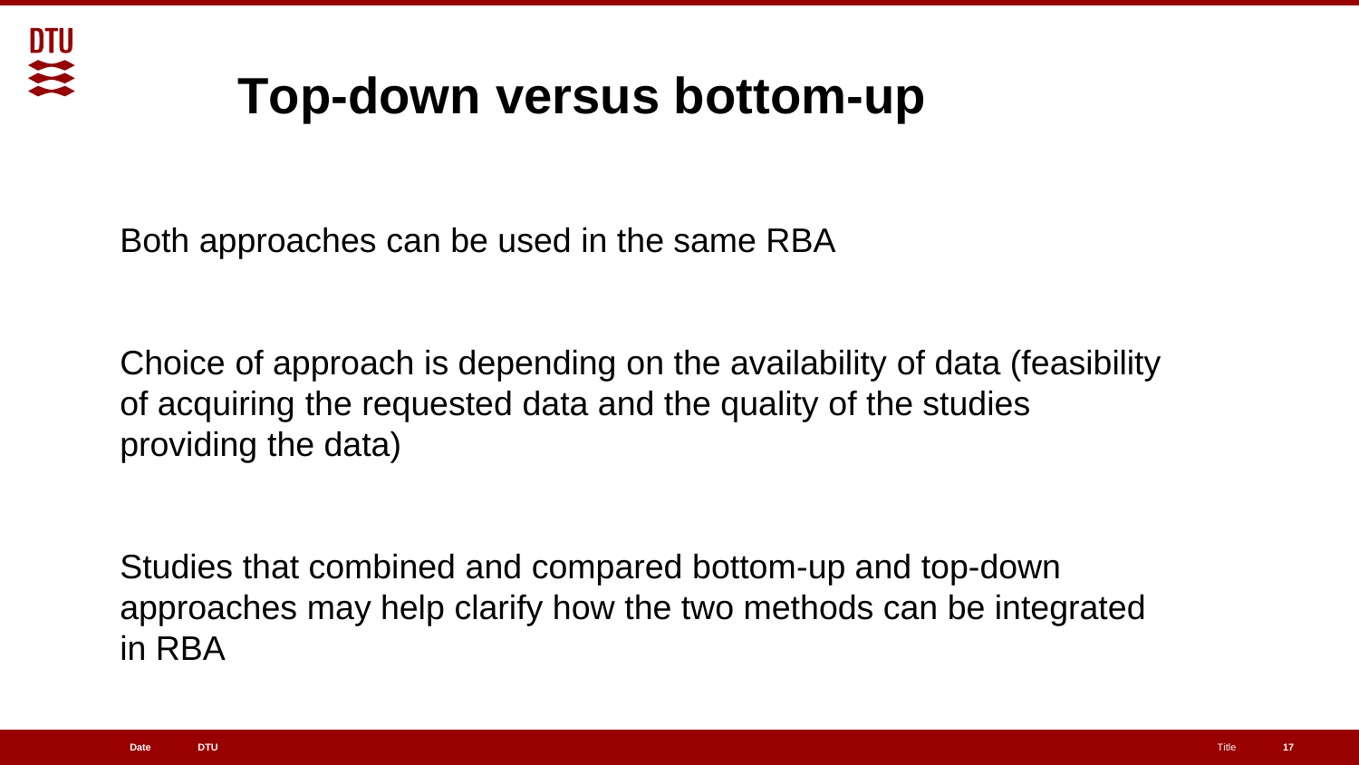# Top-down versus bottom-up

Both approaches can be used in the same RBA

Choice of approach is depending on the availability of data (feasibility of acquiring the requested data and the quality of the studies providing the data)

Studies that combined and compared bottom-up and top-down approaches may help clarify how the two methods can be integrated in RBA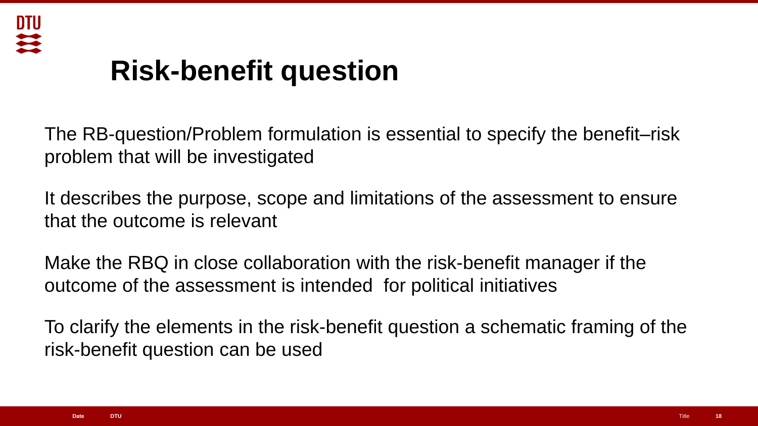# Risk-benefit question

The RB-question/Problem formulation is essential to specify the benefit–risk problem that will be investigated

It describes the purpose, scope and limitations of the assessment to ensure that the outcome is relevant

Make the RBQ in close collaboration with the risk-benefit manager if the outcome of the assessment is intended  for political initiatives

To clarify the elements in the risk-benefit question a schematic framing of the risk-benefit question can be used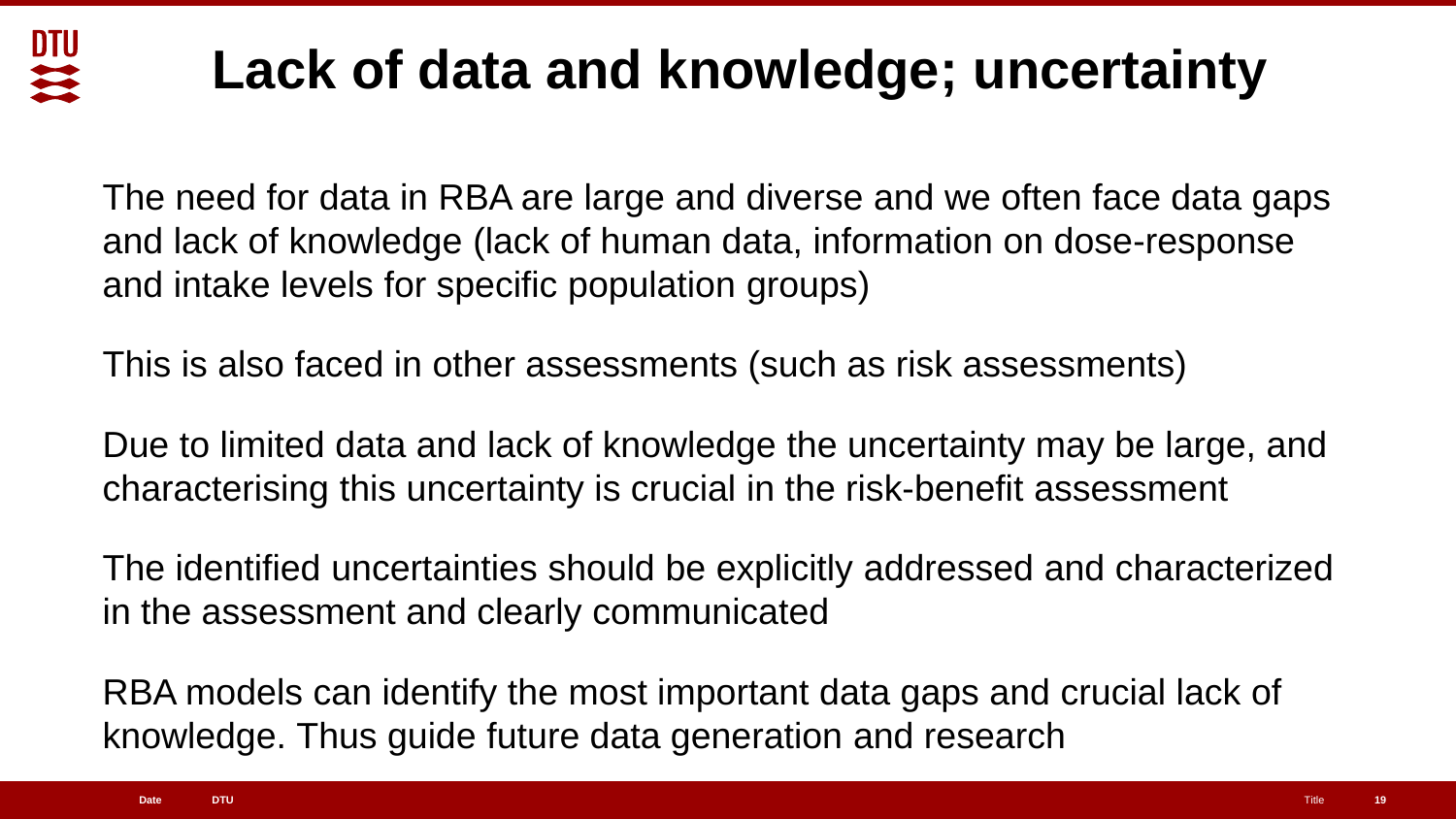# Lack of data and knowledge; uncertainty

The need for data in RBA are large and diverse and we often face data gaps and lack of knowledge (lack of human data, information on dose-response and intake levels for specific population groups)

This is also faced in other assessments (such as risk assessments)

Due to limited data and lack of knowledge the uncertainty may be large, and characterising this uncertainty is crucial in the risk-benefit assessment

The identified uncertainties should be explicitly addressed and characterized in the assessment and clearly communicated

RBA models can identify the most important data gaps and crucial lack of knowledge. Thus guide future data generation and research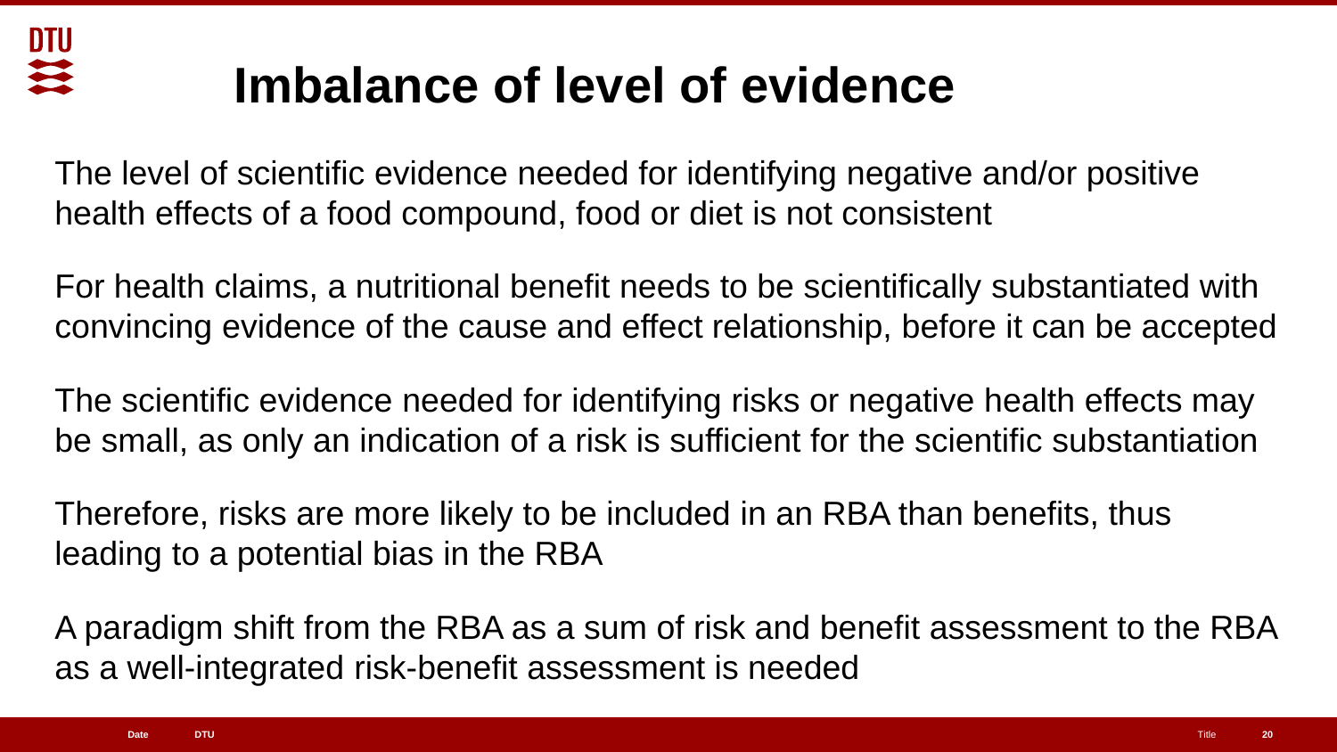# Imbalance of level of evidence

The level of scientific evidence needed for identifying negative and/or positive health effects of a food compound, food or diet is not consistent

For health claims, a nutritional benefit needs to be scientifically substantiated with convincing evidence of the cause and effect relationship, before it can be accepted

The scientific evidence needed for identifying risks or negative health effects may be small, as only an indication of a risk is sufficient for the scientific substantiation

Therefore, risks are more likely to be included in an RBA than benefits, thus leading to a potential bias in the RBA

A paradigm shift from the RBA as a sum of risk and benefit assessment to the RBA as a well-integrated risk-benefit assessment is needed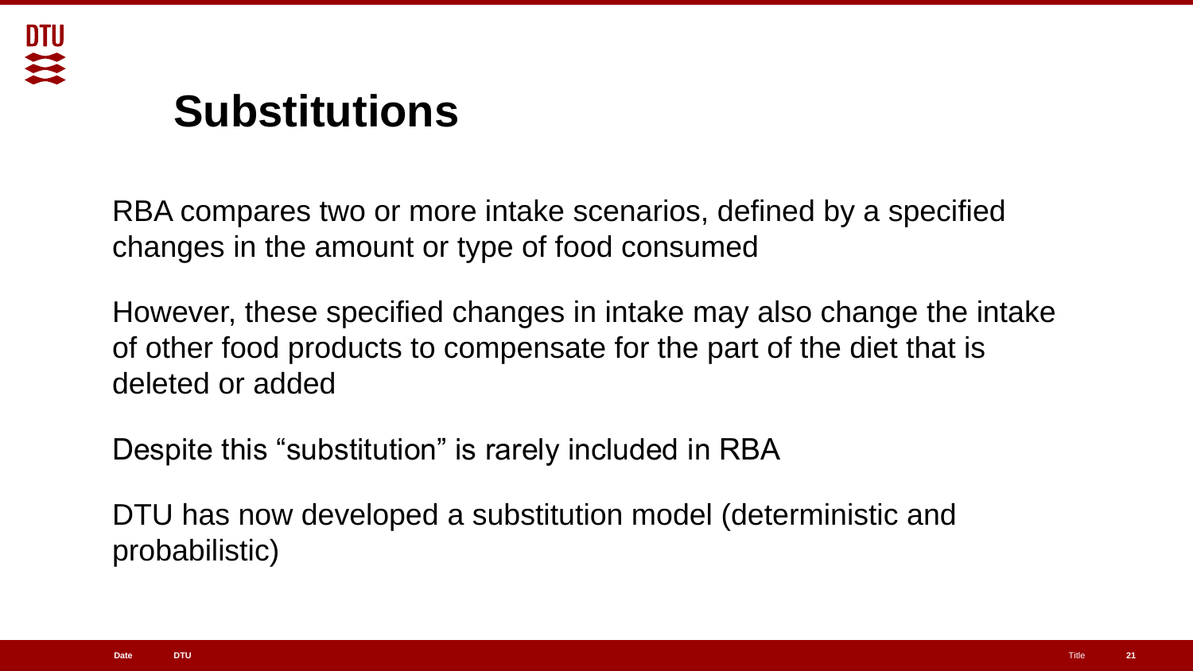# Substitutions

RBA compares two or more intake scenarios, defined by a specified changes in the amount or type of food consumed

However, these specified changes in intake may also change the intake of other food products to compensate for the part of the diet that is deleted or added

Despite this "substitution" is rarely included in RBA

DTU has now developed a substitution model (deterministic and probabilistic)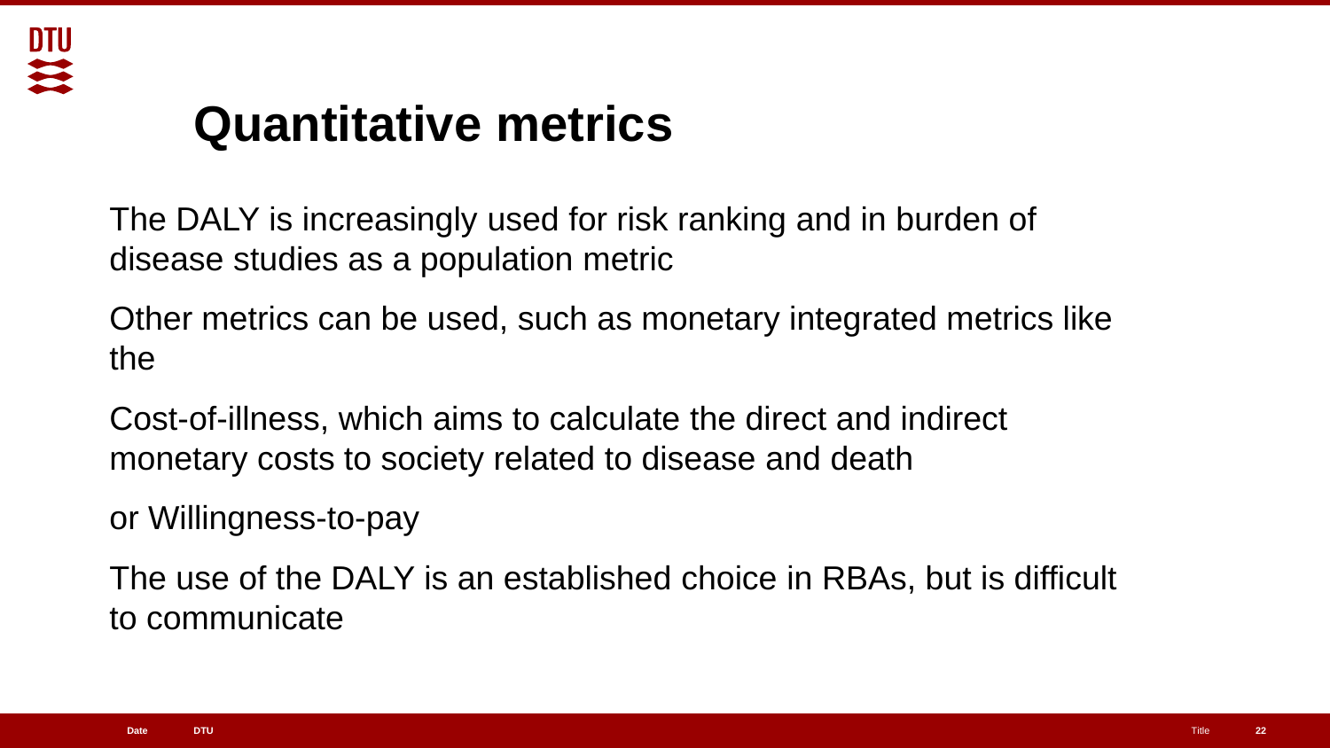# Quantitative metrics

The DALY is increasingly used for risk ranking and in burden of disease studies as a population metric

Other metrics can be used, such as monetary integrated metrics like the

Cost-of-illness, which aims to calculate the direct and indirect monetary costs to society related to disease and death

or Willingness-to-pay

The use of the DALY is an established choice in RBAs, but is difficult to communicate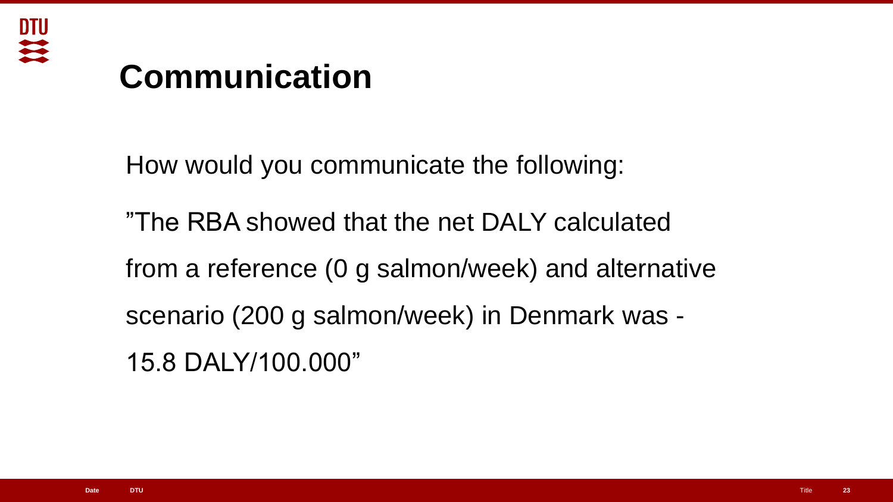# Communication

How would you communicate the following:

”The RBA showed that the net DALY calculated from a reference (0 g salmon/week) and alternative scenario (200 g salmon/week) in Denmark was -15.8 DALY/100.000”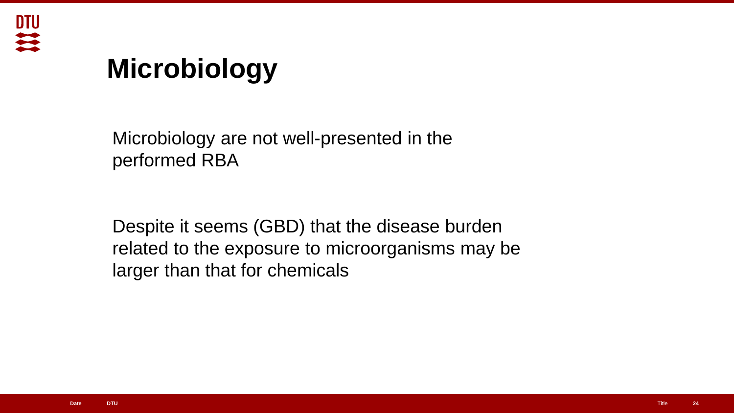# Microbiology

Microbiology are not well-presented in the performed RBA

Despite it seems (GBD) that the disease burden related to the exposure to microorganisms may be larger than that for chemicals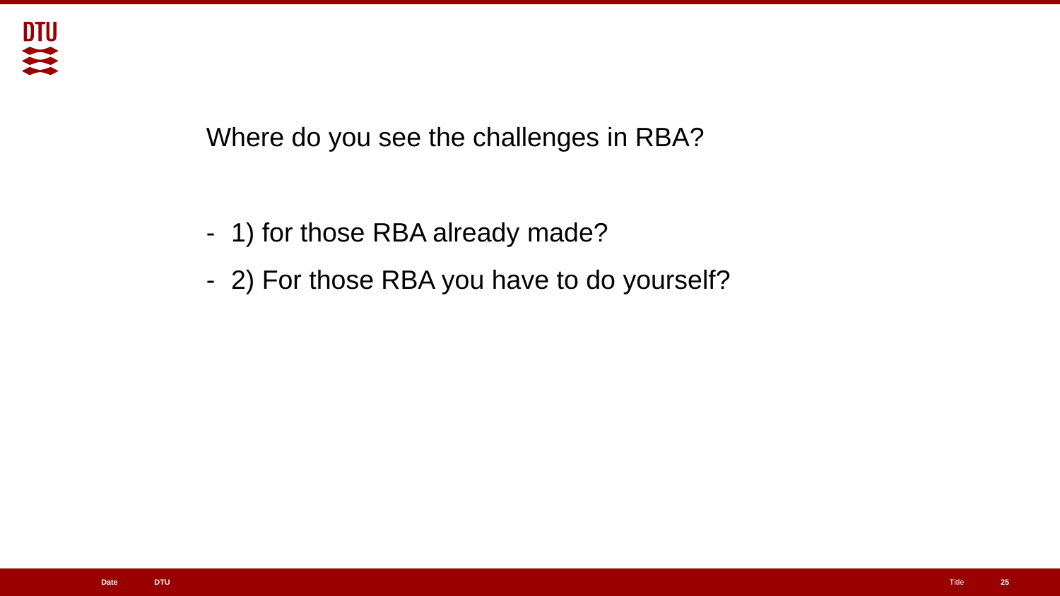Where do you see the challenges in RBA?

- 1) for those RBA already made?
- 2) For those RBA you have to do yourself?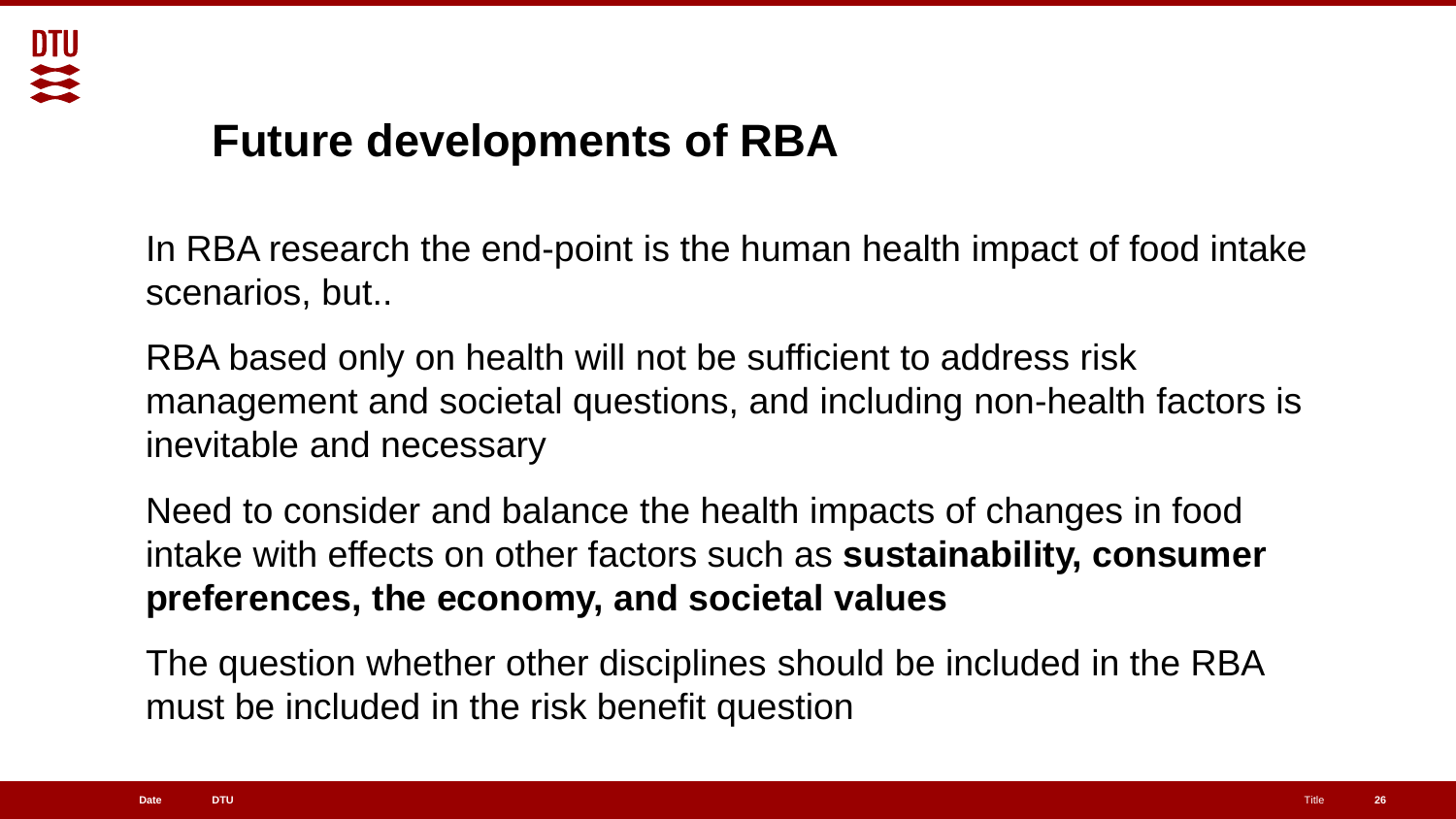# Future developments of RBA

In RBA research the end-point is the human health impact of food intake scenarios, but..

RBA based only on health will not be sufficient to address risk management and societal questions, and including non-health factors is inevitable and necessary

Need to consider and balance the health impacts of changes in food intake with effects on other factors such as **sustainability, consumer preferences, the economy, and societal values**

The question whether other disciplines should be included in the RBA must be included in the risk benefit question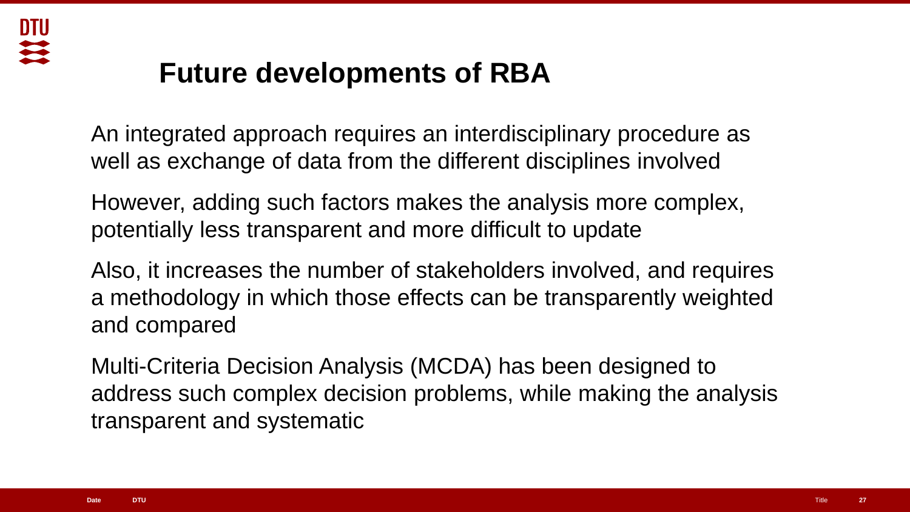# Future developments of RBA

An integrated approach requires an interdisciplinary procedure as well as exchange of data from the different disciplines involved

However, adding such factors makes the analysis more complex, potentially less transparent and more difficult to update

Also, it increases the number of stakeholders involved, and requires a methodology in which those effects can be transparently weighted and compared

Multi-Criteria Decision Analysis (MCDA) has been designed to address such complex decision problems, while making the analysis transparent and systematic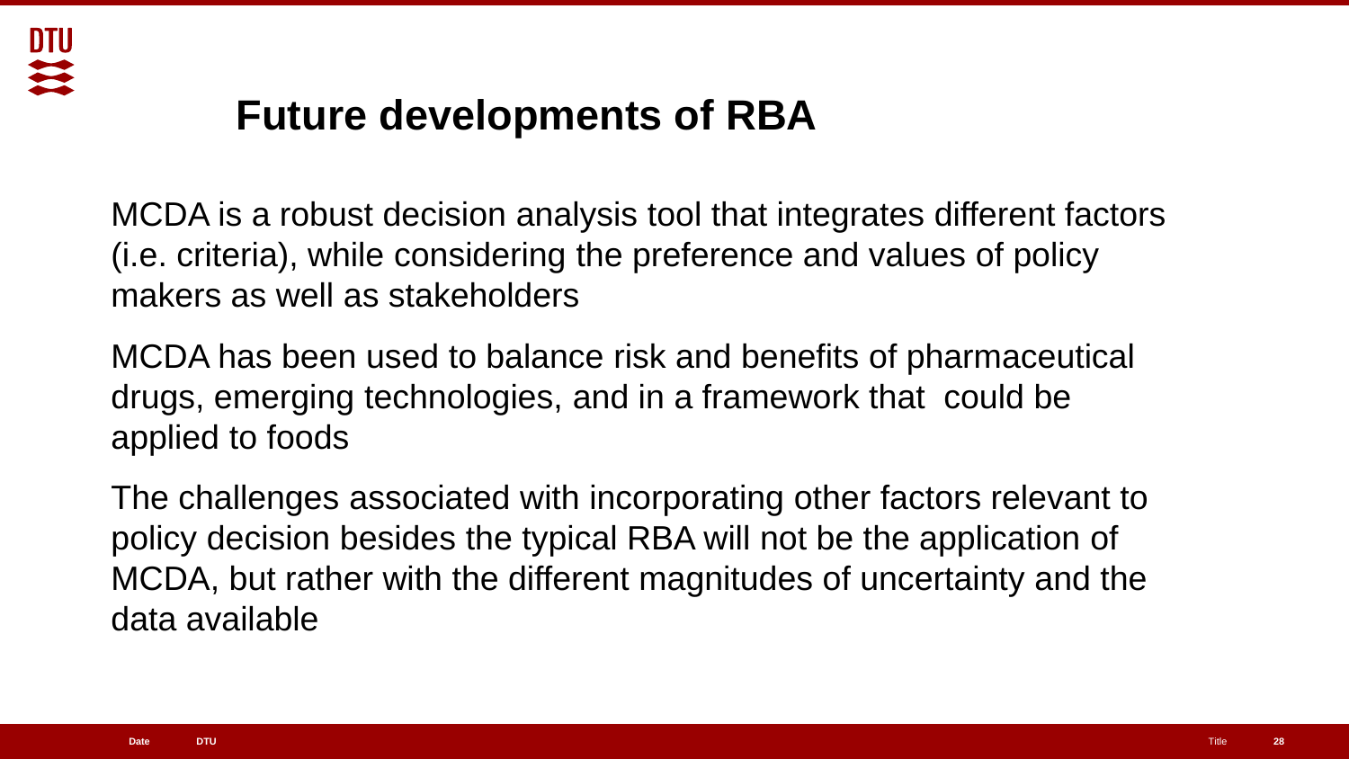# Future developments of RBA

MCDA is a robust decision analysis tool that integrates different factors (i.e. criteria), while considering the preference and values of policy makers as well as stakeholders

MCDA has been used to balance risk and benefits of pharmaceutical drugs, emerging technologies, and in a framework that could be applied to foods

The challenges associated with incorporating other factors relevant to policy decision besides the typical RBA will not be the application of MCDA, but rather with the different magnitudes of uncertainty and the data available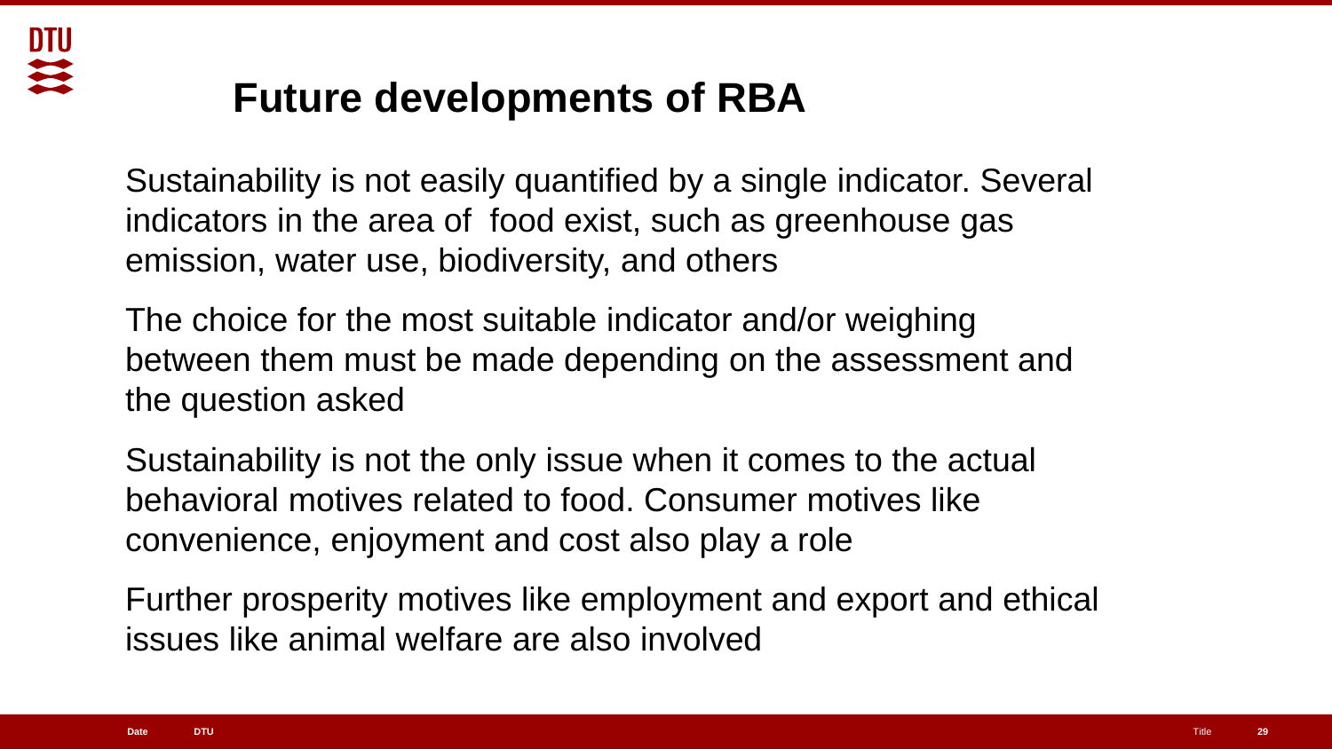# Future developments of RBA

Sustainability is not easily quantified by a single indicator. Several indicators in the area of  food exist, such as greenhouse gas emission, water use, biodiversity, and others

The choice for the most suitable indicator and/or weighing between them must be made depending on the assessment and the question asked

Sustainability is not the only issue when it comes to the actual behavioral motives related to food. Consumer motives like convenience, enjoyment and cost also play a role

Further prosperity motives like employment and export and ethical issues like animal welfare are also involved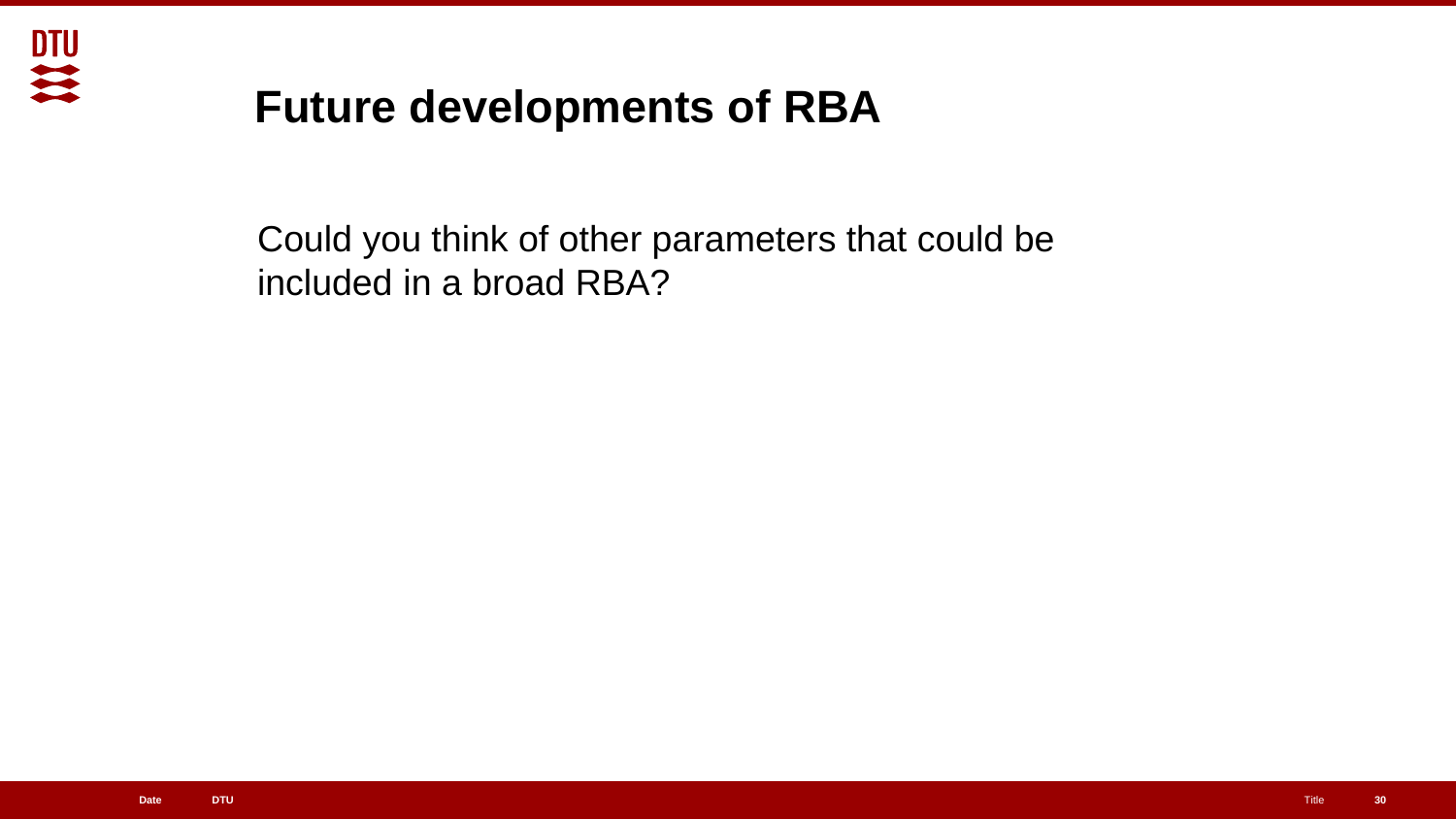# Future developments of RBA

Could you think of other parameters that could be included in a broad RBA?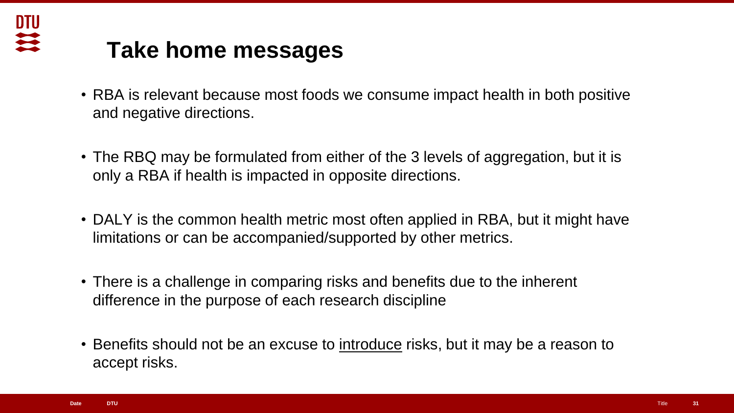# Take home messages

- RBA is relevant because most foods we consume impact health in both positive and negative directions.
- The RBQ may be formulated from either of the 3 levels of aggregation, but it is only a RBA if health is impacted in opposite directions.
- DALY is the common health metric most often applied in RBA, but it might have limitations or can be accompanied/supported by other metrics.
- There is a challenge in comparing risks and benefits due to the inherent difference in the purpose of each research discipline
- Benefits should not be an excuse to <u>introduce</u> risks, but it may be a reason to accept risks.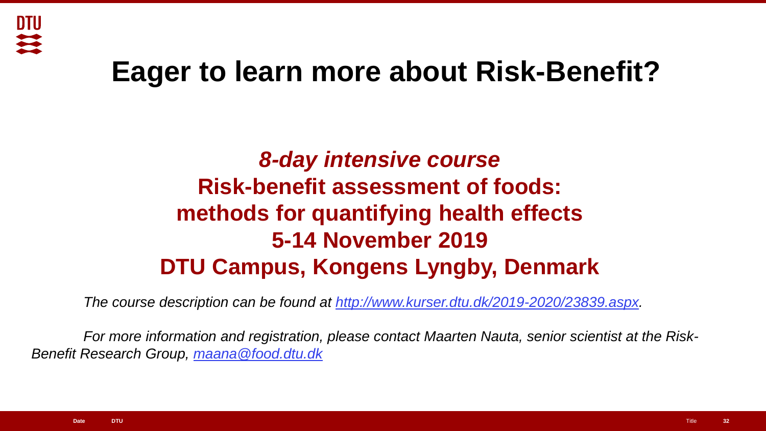# Eager to learn more about Risk-Benefit?

***8-day intensive course***
**Risk-benefit assessment of foods:**
**methods for quantifying health effects**
**5-14 November 2019**
**DTU Campus, Kongens Lyngby, Denmark**

*The course description can be found at [http://www.kurser.dtu.dk/2019-2020/23839.aspx](http://www.kurser.dtu.dk/2019-2020/23839.aspx).*

*For more information and registration, please contact Maarten Nauta, senior scientist at the Risk-Benefit Research Group, [maana@food.dtu.dk](mailto:maana@food.dtu.dk)*